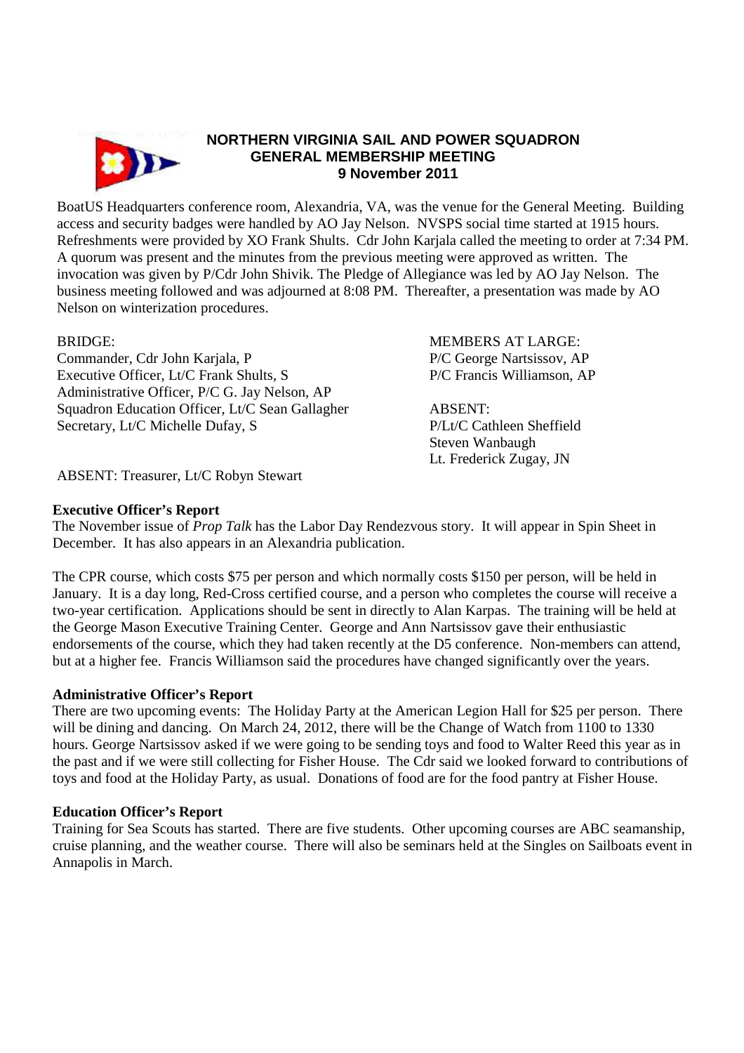# NORTHERN VIRGINIA SAIL AND POWER SQUADRON
## GENERAL MEMBERSHIP MEETING
### 9 November 2011

BoatUS Headquarters conference room, Alexandria, VA, was the venue for the General Meeting. Building access and security badges were handled by AO Jay Nelson. NVSPS social time started at 1915 hours. Refreshments were provided by XO Frank Shults. Cdr John Karjala called the meeting to order at 7:34 PM. A quorum was present and the minutes from the previous meeting were approved as written. The invocation was given by P/Cdr John Shivik. The Pledge of Allegiance was led by AO Jay Nelson. The business meeting followed and was adjourned at 8:08 PM. Thereafter, a presentation was made by AO Nelson on winterization procedures.

BRIDGE:
Commander, Cdr John Karjala, P
Executive Officer, Lt/C Frank Shults, S
Administrative Officer, P/C G. Jay Nelson, AP
Squadron Education Officer, Lt/C Sean Gallagher
Secretary, Lt/C Michelle Dufay, S

ABSENT: Treasurer, Lt/C Robyn Stewart

MEMBERS AT LARGE:
P/C George Nartsissov, AP
P/C Francis Williamson, AP

ABSENT:
P/Lt/C Cathleen Sheffield
Steven Wanbaugh
Lt. Frederick Zugay, JN

**Executive Officer's Report**
The November issue of *Prop Talk* has the Labor Day Rendezvous story. It will appear in Spin Sheet in December. It has also appears in an Alexandria publication.

The CPR course, which costs $75 per person and which normally costs $150 per person, will be held in January. It is a day long, Red-Cross certified course, and a person who completes the course will receive a two-year certification. Applications should be sent in directly to Alan Karpas. The training will be held at the George Mason Executive Training Center. George and Ann Nartsissov gave their enthusiastic endorsements of the course, which they had taken recently at the D5 conference. Non-members can attend, but at a higher fee. Francis Williamson said the procedures have changed significantly over the years.

**Administrative Officer's Report**
There are two upcoming events: The Holiday Party at the American Legion Hall for $25 per person. There will be dining and dancing. On March 24, 2012, there will be the Change of Watch from 1100 to 1330 hours. George Nartsissov asked if we were going to be sending toys and food to Walter Reed this year as in the past and if we were still collecting for Fisher House. The Cdr said we looked forward to contributions of toys and food at the Holiday Party, as usual. Donations of food are for the food pantry at Fisher House.

**Education Officer's Report**
Training for Sea Scouts has started. There are five students. Other upcoming courses are ABC seamanship, cruise planning, and the weather course. There will also be seminars held at the Singles on Sailboats event in Annapolis in March.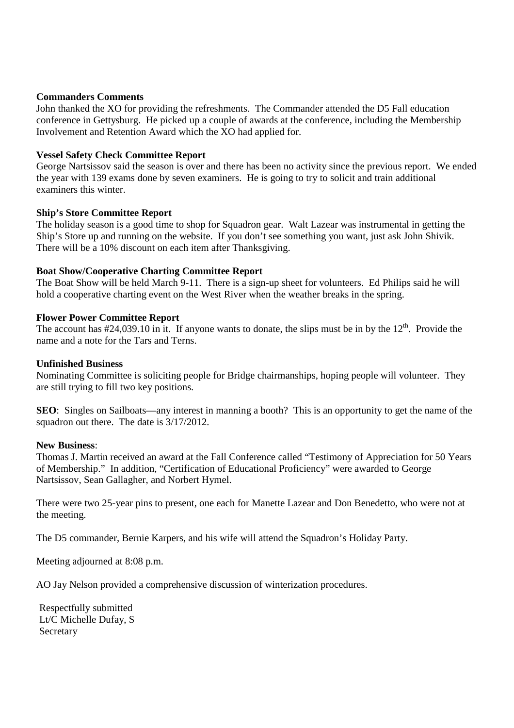**Commanders Comments**

John thanked the XO for providing the refreshments. The Commander attended the D5 Fall education conference in Gettysburg. He picked up a couple of awards at the conference, including the Membership Involvement and Retention Award which the XO had applied for.

**Vessel Safety Check Committee Report**

George Nartsissov said the season is over and there has been no activity since the previous report. We ended the year with 139 exams done by seven examiners. He is going to try to solicit and train additional examiners this winter.

**Ship's Store Committee Report**

The holiday season is a good time to shop for Squadron gear. Walt Lazear was instrumental in getting the Ship's Store up and running on the website. If you don't see something you want, just ask John Shivik. There will be a 10% discount on each item after Thanksgiving.

**Boat Show/Cooperative Charting Committee Report**

The Boat Show will be held March 9-11. There is a sign-up sheet for volunteers. Ed Philips said he will hold a cooperative charting event on the West River when the weather breaks in the spring.

**Flower Power Committee Report**

The account has #24,039.10 in it. If anyone wants to donate, the slips must be in by the 12th. Provide the name and a note for the Tars and Terns.

**Unfinished Business**

Nominating Committee is soliciting people for Bridge chairmanships, hoping people will volunteer. They are still trying to fill two key positions.

**SEO**: Singles on Sailboats—any interest in manning a booth? This is an opportunity to get the name of the squadron out there. The date is 3/17/2012.

**New Business**:

Thomas J. Martin received an award at the Fall Conference called "Testimony of Appreciation for 50 Years of Membership." In addition, "Certification of Educational Proficiency" were awarded to George Nartsissov, Sean Gallagher, and Norbert Hymel.

There were two 25-year pins to present, one each for Manette Lazear and Don Benedetto, who were not at the meeting.

The D5 commander, Bernie Karpers, and his wife will attend the Squadron's Holiday Party.

Meeting adjourned at 8:08 p.m.

AO Jay Nelson provided a comprehensive discussion of winterization procedures.

Respectfully submitted
Lt/C Michelle Dufay, S
Secretary